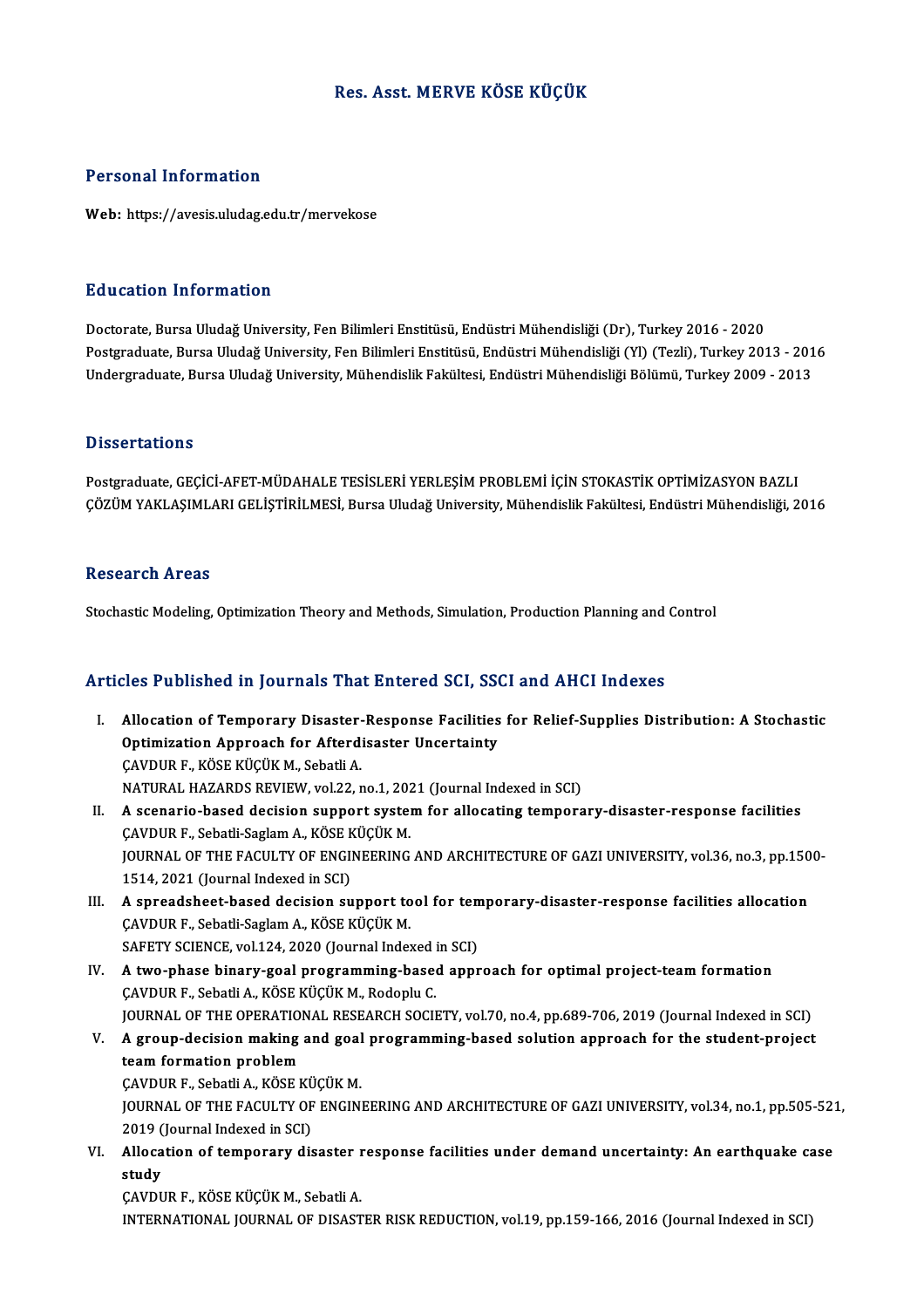# Res. Asst. MERVE KÖSE KÜÇÜK

## Personal Information

**Web:** https://avesis.uludag.edu.tr/mervekose

## Education Information

Doctorate, Bursa Uludağ University, Fen Bilimleri Enstitüsü, Endüstri Mühendisliği (Dr), Turkey 2016 - 2020
Postgraduate, Bursa Uludağ University, Fen Bilimleri Enstitüsü, Endüstri Mühendisliği (Yl) (Tezli), Turkey 2013 - 2016
Undergraduate, Bursa Uludağ University, Mühendislik Fakültesi, Endüstri Mühendisliği Bölümü, Turkey 2009 - 2013

## Dissertations

Postgraduate, GEÇİCİ-AFET-MÜDAHALE TESİSLERİ YERLEŞİM PROBLEMİ İÇİN STOKASTİK OPTİMİZASYON BAZLI ÇÖZÜM YAKLAŞIMLARI GELİŞTİRİLMESİ, Bursa Uludağ University, Mühendislik Fakültesi, Endüstri Mühendisliği, 2016

## Research Areas

Stochastic Modeling, Optimization Theory and Methods, Simulation, Production Planning and Control

## Articles Published in Journals That Entered SCI, SSCI and AHCI Indexes

I. **Allocation of Temporary Disaster-Response Facilities for Relief-Supplies Distribution: A Stochastic Optimization Approach for Afterdisaster Uncertainty**
ÇAVDUR F., KÖSE KÜÇÜK M., Sebatli A.
NATURAL HAZARDS REVIEW, vol.22, no.1, 2021 (Journal Indexed in SCI)

II. **A scenario-based decision support system for allocating temporary-disaster-response facilities**
ÇAVDUR F., Sebatli-Saglam A., KÖSE KÜÇÜK M.
JOURNAL OF THE FACULTY OF ENGINEERING AND ARCHITECTURE OF GAZI UNIVERSITY, vol.36, no.3, pp.1500-1514, 2021 (Journal Indexed in SCI)

III. **A spreadsheet-based decision support tool for temporary-disaster-response facilities allocation**
ÇAVDUR F., Sebatli-Saglam A., KÖSE KÜÇÜK M.
SAFETY SCIENCE, vol.124, 2020 (Journal Indexed in SCI)

IV. **A two-phase binary-goal programming-based approach for optimal project-team formation**
ÇAVDUR F., Sebatli A., KÖSE KÜÇÜK M., Rodoplu C.
JOURNAL OF THE OPERATIONAL RESEARCH SOCIETY, vol.70, no.4, pp.689-706, 2019 (Journal Indexed in SCI)

V. **A group-decision making and goal programming-based solution approach for the student-project team formation problem**
ÇAVDUR F., Sebatli A., KÖSE KÜÇÜK M.
JOURNAL OF THE FACULTY OF ENGINEERING AND ARCHITECTURE OF GAZI UNIVERSITY, vol.34, no.1, pp.505-521, 2019 (Journal Indexed in SCI)

VI. **Allocation of temporary disaster response facilities under demand uncertainty: An earthquake case study**
ÇAVDUR F., KÖSE KÜÇÜK M., Sebatli A.
INTERNATIONAL JOURNAL OF DISASTER RISK REDUCTION, vol.19, pp.159-166, 2016 (Journal Indexed in SCI)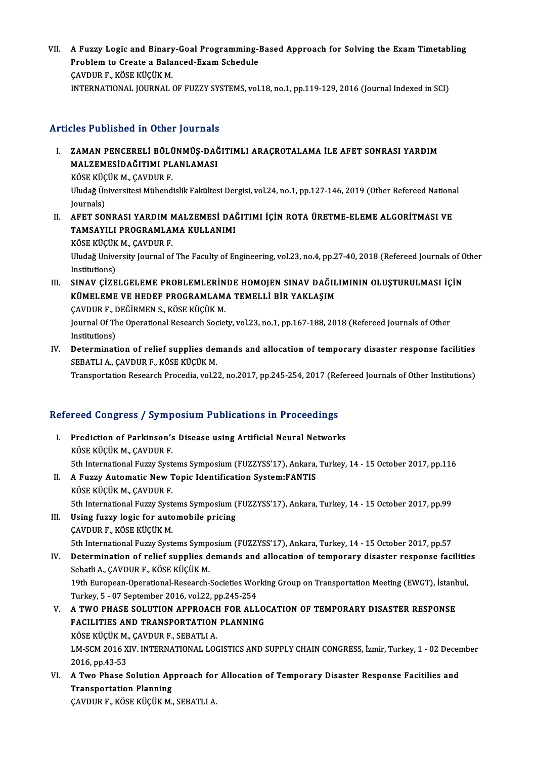VII. **A Fuzzy Logic and Binary-Goal Programming-Based Approach for Solving the Exam Timetabling Problem to Create a Balanced-Exam Schedule**
ÇAVDUR F., KÖSE KÜÇÜK M.
INTERNATIONAL JOURNAL OF FUZZY SYSTEMS, vol.18, no.1, pp.119-129, 2016 (Journal Indexed in SCI)

## Articles Published in Other Journals

I. **ZAMAN PENCERELİ BÖLÜNMÜŞ-DAĞITIMLI ARAÇROTALAMA İLE AFET SONRASI YARDIM MALZEMESİDAĞITIMI PLANLAMASI**
KÖSE KÜÇÜK M., ÇAVDUR F.
Uludağ Üniversitesi Mühendislik Fakültesi Dergisi, vol.24, no.1, pp.127-146, 2019 (Other Refereed National Journals)

II. **AFET SONRASI YARDIM MALZEMESİ DAĞITIMI İÇİN ROTA ÜRETME-ELEME ALGORİTMASI VE TAMSAYILI PROGRAMLAMA KULLANIMI**
KÖSE KÜÇÜK M., ÇAVDUR F.
Uludağ University Journal of The Faculty of Engineering, vol.23, no.4, pp.27-40, 2018 (Refereed Journals of Other Institutions)

III. **SINAV ÇİZELGELEME PROBLEMLERİNDE HOMOJEN SINAV DAĞILIMININ OLUŞTURULMASI İÇİN KÜMELEME VE HEDEF PROGRAMLAMA TEMELLİ BİR YAKLAŞIM**
ÇAVDUR F., DEĞİRMEN S., KÖSE KÜÇÜK M.
Journal Of The Operational Research Society, vol.23, no.1, pp.167-188, 2018 (Refereed Journals of Other Institutions)

IV. **Determination of relief supplies demands and allocation of temporary disaster response facilities**
SEBATLI A., ÇAVDUR F., KÖSE KÜÇÜK M.
Transportation Research Procedia, vol.22, no.2017, pp.245-254, 2017 (Refereed Journals of Other Institutions)

## Refereed Congress / Symposium Publications in Proceedings

I. **Prediction of Parkinson's Disease using Artificial Neural Networks**
KÖSE KÜÇÜK M., ÇAVDUR F.
5th International Fuzzy Systems Symposium (FUZZYSS'17), Ankara, Turkey, 14 - 15 October 2017, pp.116

II. **A Fuzzy Automatic New Topic Identification System:FANTIS**
KÖSE KÜÇÜK M., ÇAVDUR F.
5th International Fuzzy Systems Symposium (FUZZYSS'17), Ankara, Turkey, 14 - 15 October 2017, pp.99

III. **Using fuzzy logic for automobile pricing**
ÇAVDUR F., KÖSE KÜÇÜK M.
5th International Fuzzy Systems Symposium (FUZZYSS'17), Ankara, Turkey, 14 - 15 October 2017, pp.57

IV. **Determination of relief supplies demands and allocation of temporary disaster response facilities**
Sebatli A., ÇAVDUR F., KÖSE KÜÇÜK M.
19th European-Operational-Research-Societies Working Group on Transportation Meeting (EWGT), İstanbul, Turkey, 5 - 07 September 2016, vol.22, pp.245-254

V. **A TWO PHASE SOLUTION APPROACH FOR ALLOCATION OF TEMPORARY DISASTER RESPONSE FACILITIES AND TRANSPORTATION PLANNING**
KÖSE KÜÇÜK M., ÇAVDUR F., SEBATLI A.
LM-SCM 2016 XIV. INTERNATIONAL LOGISTICS AND SUPPLY CHAIN CONGRESS, İzmir, Turkey, 1 - 02 December 2016, pp.43-53

VI. **A Two Phase Solution Approach for Allocation of Temporary Disaster Response Facitilies and Transportation Planning**
ÇAVDUR F., KÖSE KÜÇÜK M., SEBATLI A.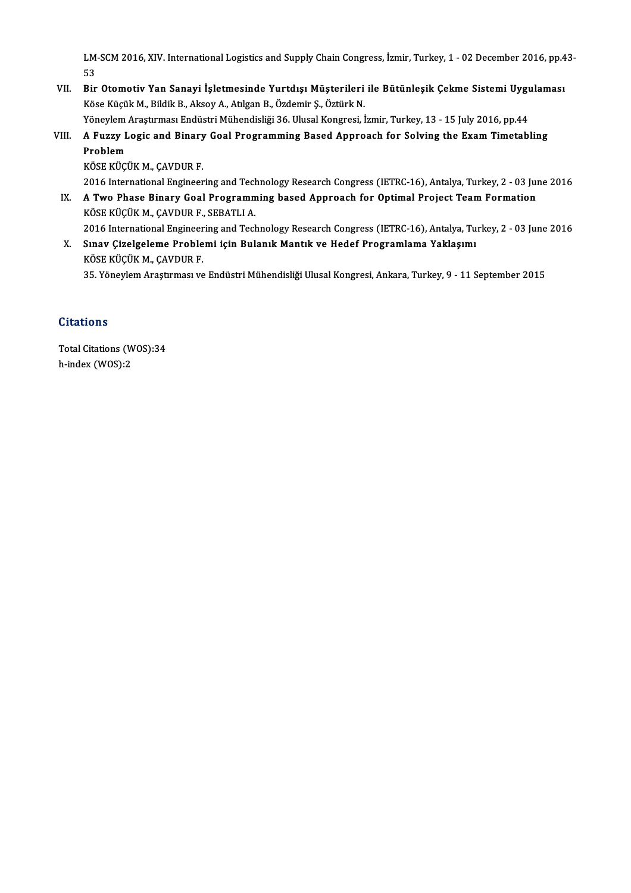LM-SCM 2016, XIV. International Logistics and Supply Chain Congress, İzmir, Turkey, 1 - 02 December 2016, pp.43-53

VII. **Bir Otomotiv Yan Sanayi İşletmesinde Yurtdışı Müşterileri ile Bütünleşik Çekme Sistemi Uygulaması**
Köse Küçük M., Bildik B., Aksoy A., Atılgan B., Özdemir Ş., Öztürk N.
Yöneylem Araştırması Endüstri Mühendisliği 36. Ulusal Kongresi, İzmir, Turkey, 13 - 15 July 2016, pp.44

VIII. **A Fuzzy Logic and Binary Goal Programming Based Approach for Solving the Exam Timetabling Problem**
KÖSE KÜÇÜK M., ÇAVDUR F.
2016 International Engineering and Technology Research Congress (IETRC-16), Antalya, Turkey, 2 - 03 June 2016

IX. **A Two Phase Binary Goal Programming based Approach for Optimal Project Team Formation**
KÖSE KÜÇÜK M., ÇAVDUR F., SEBATLI A.
2016 International Engineering and Technology Research Congress (IETRC-16), Antalya, Turkey, 2 - 03 June 2016

X. **Sınav Çizelgeleme Problemi için Bulanık Mantık ve Hedef Programlama Yaklaşımı**
KÖSE KÜÇÜK M., ÇAVDUR F.
35. Yöneylem Araştırması ve Endüstri Mühendisliği Ulusal Kongresi, Ankara, Turkey, 9 - 11 September 2015

## Citations

Total Citations (WOS):34
h-index (WOS):2